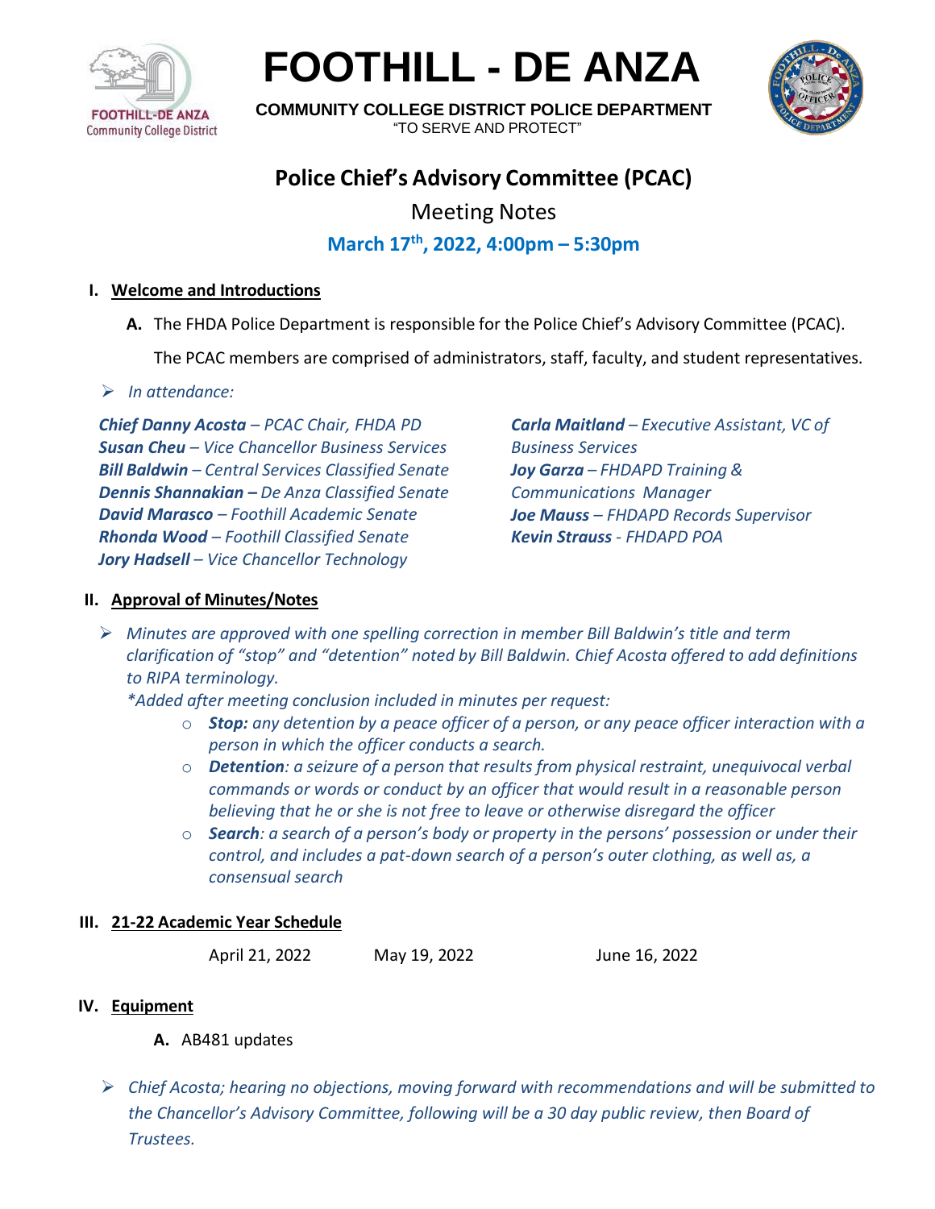# FOOTHILL - DE ANZA

**COMMUNITY COLLEGE DISTRICT POLICE DEPARTMENT**

"TO SERVE AND PROTECT"

## Police Chief's Advisory Committee (PCAC)

Meeting Notes

**March 17th, 2022, 4:00pm – 5:30pm**

### I. Welcome and Introductions

**A.** The FHDA Police Department is responsible for the Police Chief's Advisory Committee (PCAC).

The PCAC members are comprised of administrators, staff, faculty, and student representatives.

➢ *In attendance:*

***Chief Danny Acosta** – PCAC Chair, FHDA PD*
***Susan Cheu** – Vice Chancellor Business Services*
***Bill Baldwin** – Central Services Classified Senate*
***Dennis Shannakian –** De Anza Classified Senate*
***David Marasco** – Foothill Academic Senate*
***Rhonda Wood** – Foothill Classified Senate*
***Jory Hadsell** – Vice Chancellor Technology*
***Carla Maitland** – Executive Assistant, VC of Business Services*
***Joy Garza** – FHDAPD Training & Communications Manager*
***Joe Mauss** – FHDAPD Records Supervisor*
***Kevin Strauss** - FHDAPD POA*

### II. Approval of Minutes/Notes

➢ *Minutes are approved with one spelling correction in member Bill Baldwin's title and term clarification of "stop" and "detention" noted by Bill Baldwin. Chief Acosta offered to add definitions to RIPA terminology.*

*\*Added after meeting conclusion included in minutes per request:*

- ***Stop:** any detention by a peace officer of a person, or any peace officer interaction with a person in which the officer conducts a search.*
- ***Detention**: a seizure of a person that results from physical restraint, unequivocal verbal commands or words or conduct by an officer that would result in a reasonable person believing that he or she is not free to leave or otherwise disregard the officer*
- ***Search**: a search of a person's body or property in the persons' possession or under their control, and includes a pat-down search of a person's outer clothing, as well as, a consensual search*

### III. 21-22 Academic Year Schedule

April 21, 2022 May 19, 2022 June 16, 2022

### IV. Equipment

**A.** AB481 updates

➢ *Chief Acosta; hearing no objections, moving forward with recommendations and will be submitted to the Chancellor's Advisory Committee, following will be a 30 day public review, then Board of Trustees.*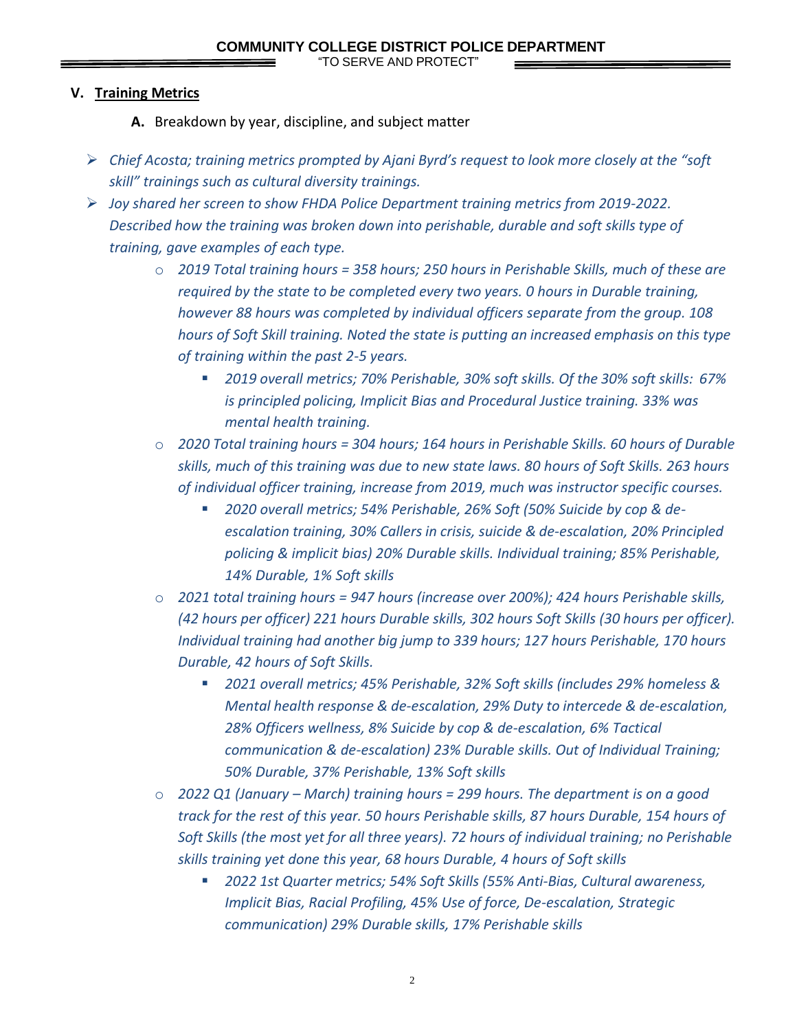## V. Training Metrics

**A.** Breakdown by year, discipline, and subject matter

- *Chief Acosta; training metrics prompted by Ajani Byrd's request to look more closely at the "soft skill" trainings such as cultural diversity trainings.*
- *Joy shared her screen to show FHDA Police Department training metrics from 2019-2022. Described how the training was broken down into perishable, durable and soft skills type of training, gave examples of each type.*
    - *2019 Total training hours = 358 hours; 250 hours in Perishable Skills, much of these are required by the state to be completed every two years. 0 hours in Durable training, however 88 hours was completed by individual officers separate from the group. 108 hours of Soft Skill training. Noted the state is putting an increased emphasis on this type of training within the past 2-5 years.*
        - *2019 overall metrics; 70% Perishable, 30% soft skills. Of the 30% soft skills: 67% is principled policing, Implicit Bias and Procedural Justice training. 33% was mental health training.*
    - *2020 Total training hours = 304 hours; 164 hours in Perishable Skills. 60 hours of Durable skills, much of this training was due to new state laws. 80 hours of Soft Skills. 263 hours of individual officer training, increase from 2019, much was instructor specific courses.*
        - *2020 overall metrics; 54% Perishable, 26% Soft (50% Suicide by cop & de-escalation training, 30% Callers in crisis, suicide & de-escalation, 20% Principled policing & implicit bias) 20% Durable skills. Individual training; 85% Perishable, 14% Durable, 1% Soft skills*
    - *2021 total training hours = 947 hours (increase over 200%); 424 hours Perishable skills, (42 hours per officer) 221 hours Durable skills, 302 hours Soft Skills (30 hours per officer). Individual training had another big jump to 339 hours; 127 hours Perishable, 170 hours Durable, 42 hours of Soft Skills.*
        - *2021 overall metrics; 45% Perishable, 32% Soft skills (includes 29% homeless & Mental health response & de-escalation, 29% Duty to intercede & de-escalation, 28% Officers wellness, 8% Suicide by cop & de-escalation, 6% Tactical communication & de-escalation) 23% Durable skills. Out of Individual Training; 50% Durable, 37% Perishable, 13% Soft skills*
    - *2022 Q1 (January – March) training hours = 299 hours. The department is on a good track for the rest of this year. 50 hours Perishable skills, 87 hours Durable, 154 hours of Soft Skills (the most yet for all three years). 72 hours of individual training; no Perishable skills training yet done this year, 68 hours Durable, 4 hours of Soft skills*
        - *2022 1st Quarter metrics; 54% Soft Skills (55% Anti-Bias, Cultural awareness, Implicit Bias, Racial Profiling, 45% Use of force, De-escalation, Strategic communication) 29% Durable skills, 17% Perishable skills*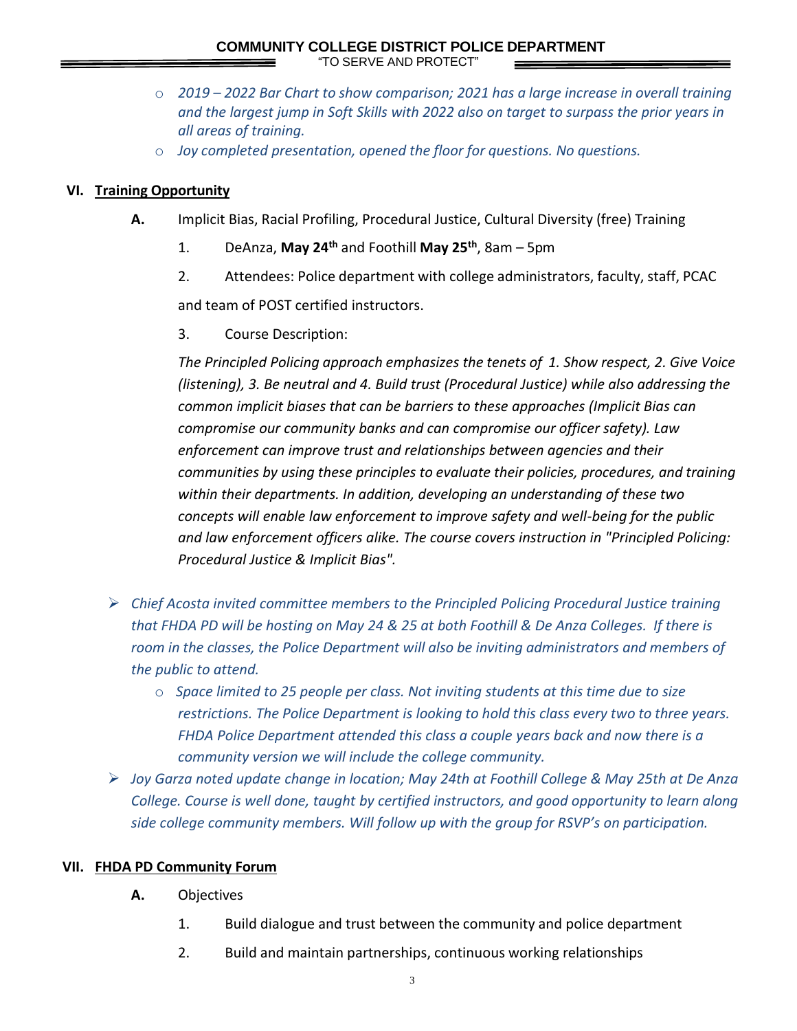- *2019 – 2022 Bar Chart to show comparison; 2021 has a large increase in overall training and the largest jump in Soft Skills with 2022 also on target to surpass the prior years in all areas of training.*
- *Joy completed presentation, opened the floor for questions. No questions.*

## VI. Training Opportunity

**A.** Implicit Bias, Racial Profiling, Procedural Justice, Cultural Diversity (free) Training

1. DeAnza, **May 24th** and Foothill **May 25th**, 8am – 5pm
2. Attendees: Police department with college administrators, faculty, staff, PCAC and team of POST certified instructors.
3. Course Description:

*The Principled Policing approach emphasizes the tenets of 1. Show respect, 2. Give Voice (listening), 3. Be neutral and 4. Build trust (Procedural Justice) while also addressing the common implicit biases that can be barriers to these approaches (Implicit Bias can compromise our community banks and can compromise our officer safety). Law enforcement can improve trust and relationships between agencies and their communities by using these principles to evaluate their policies, procedures, and training within their departments. In addition, developing an understanding of these two concepts will enable law enforcement to improve safety and well-being for the public and law enforcement officers alike. The course covers instruction in "Principled Policing: Procedural Justice & Implicit Bias".*

- *Chief Acosta invited committee members to the Principled Policing Procedural Justice training that FHDA PD will be hosting on May 24 & 25 at both Foothill & De Anza Colleges. If there is room in the classes, the Police Department will also be inviting administrators and members of the public to attend.*
  - *Space limited to 25 people per class. Not inviting students at this time due to size restrictions. The Police Department is looking to hold this class every two to three years. FHDA Police Department attended this class a couple years back and now there is a community version we will include the college community.*
- *Joy Garza noted update change in location; May 24th at Foothill College & May 25th at De Anza College. Course is well done, taught by certified instructors, and good opportunity to learn along side college community members. Will follow up with the group for RSVP's on participation.*

## VII. FHDA PD Community Forum

**A.** Objectives

1. Build dialogue and trust between the community and police department
2. Build and maintain partnerships, continuous working relationships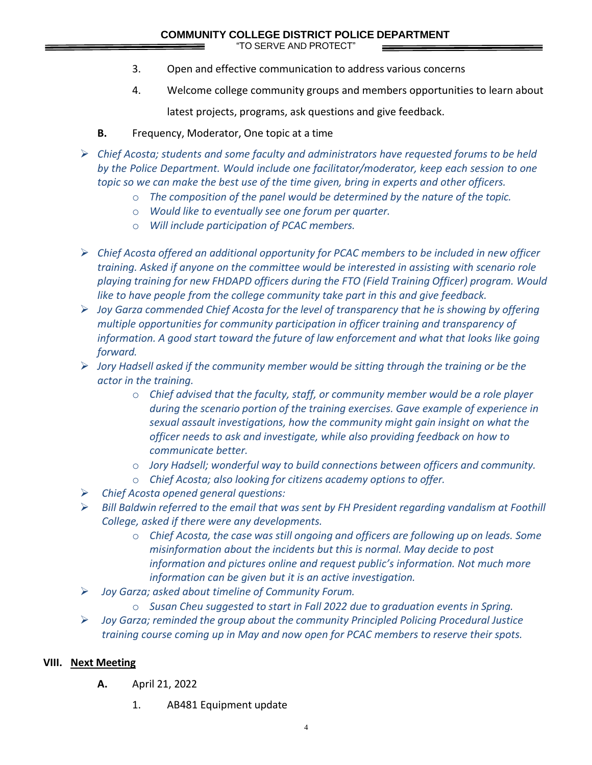3. Open and effective communication to address various concerns
4. Welcome college community groups and members opportunities to learn about latest projects, programs, ask questions and give feedback.

**B.** Frequency, Moderator, One topic at a time

- *Chief Acosta; students and some faculty and administrators have requested forums to be held by the Police Department. Would include one facilitator/moderator, keep each session to one topic so we can make the best use of the time given, bring in experts and other officers.*
    - *The composition of the panel would be determined by the nature of the topic.*
    - *Would like to eventually see one forum per quarter.*
    - *Will include participation of PCAC members.*
- *Chief Acosta offered an additional opportunity for PCAC members to be included in new officer training. Asked if anyone on the committee would be interested in assisting with scenario role playing training for new FHDAPD officers during the FTO (Field Training Officer) program. Would like to have people from the college community take part in this and give feedback.*
- *Joy Garza commended Chief Acosta for the level of transparency that he is showing by offering multiple opportunities for community participation in officer training and transparency of information. A good start toward the future of law enforcement and what that looks like going forward.*
- *Jory Hadsell asked if the community member would be sitting through the training or be the actor in the training.*
    - *Chief advised that the faculty, staff, or community member would be a role player during the scenario portion of the training exercises. Gave example of experience in sexual assault investigations, how the community might gain insight on what the officer needs to ask and investigate, while also providing feedback on how to communicate better.*
    - *Jory Hadsell; wonderful way to build connections between officers and community.*
    - *Chief Acosta; also looking for citizens academy options to offer.*
- *Chief Acosta opened general questions:*
- *Bill Baldwin referred to the email that was sent by FH President regarding vandalism at Foothill College, asked if there were any developments.*
    - *Chief Acosta, the case was still ongoing and officers are following up on leads. Some misinformation about the incidents but this is normal. May decide to post information and pictures online and request public's information. Not much more information can be given but it is an active investigation.*
- *Joy Garza; asked about timeline of Community Forum.*
    - *Susan Cheu suggested to start in Fall 2022 due to graduation events in Spring.*
- *Joy Garza; reminded the group about the community Principled Policing Procedural Justice training course coming up in May and now open for PCAC members to reserve their spots.*

## VIII. Next Meeting

**A.** April 21, 2022

1. AB481 Equipment update